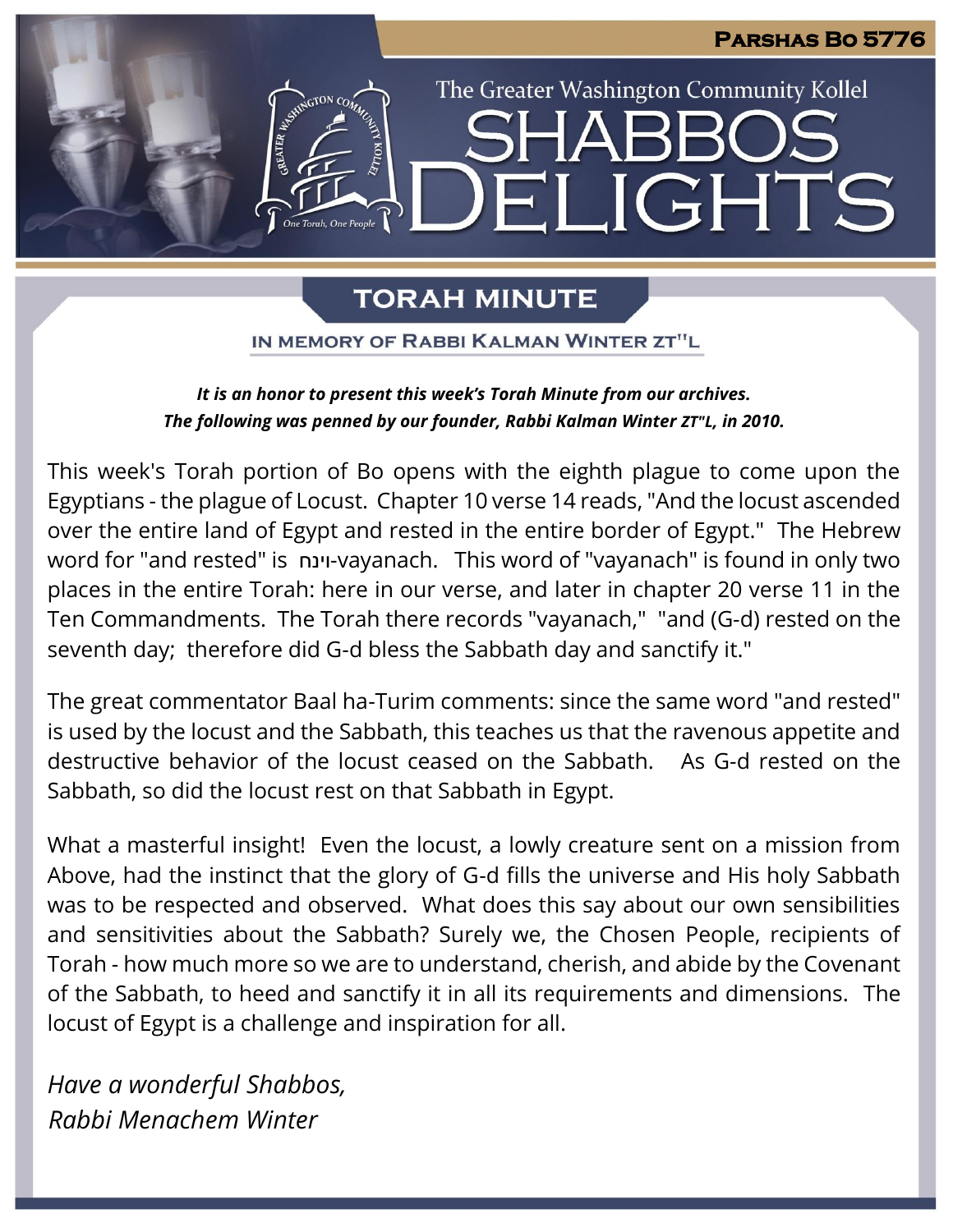**Parshas Bo 5776**

The Greater Washington Community Kollel

# SHABBOS DELIGHTS

## TORAH MINUTE

### IN MEMORY OF RABBI KALMAN WINTER ZT"L

***It is an honor to present this week's Torah Minute from our archives. The following was penned by our founder, Rabbi Kalman Winter zt"l, in 2010.***

This week's Torah portion of Bo opens with the eighth plague to come upon the Egyptians - the plague of Locust. Chapter 10 verse 14 reads, "And the locust ascended over the entire land of Egypt and rested in the entire border of Egypt." The Hebrew word for "and rested" is וינח-vayanach. This word of "vayanach" is found in only two places in the entire Torah: here in our verse, and later in chapter 20 verse 11 in the Ten Commandments. The Torah there records "vayanach," "and (G-d) rested on the seventh day; therefore did G-d bless the Sabbath day and sanctify it."

The great commentator Baal ha-Turim comments: since the same word "and rested" is used by the locust and the Sabbath, this teaches us that the ravenous appetite and destructive behavior of the locust ceased on the Sabbath. As G-d rested on the Sabbath, so did the locust rest on that Sabbath in Egypt.

What a masterful insight! Even the locust, a lowly creature sent on a mission from Above, had the instinct that the glory of G-d fills the universe and His holy Sabbath was to be respected and observed. What does this say about our own sensibilities and sensitivities about the Sabbath? Surely we, the Chosen People, recipients of Torah - how much more so we are to understand, cherish, and abide by the Covenant of the Sabbath, to heed and sanctify it in all its requirements and dimensions. The locust of Egypt is a challenge and inspiration for all.

*Have a wonderful Shabbos,*
*Rabbi Menachem Winter*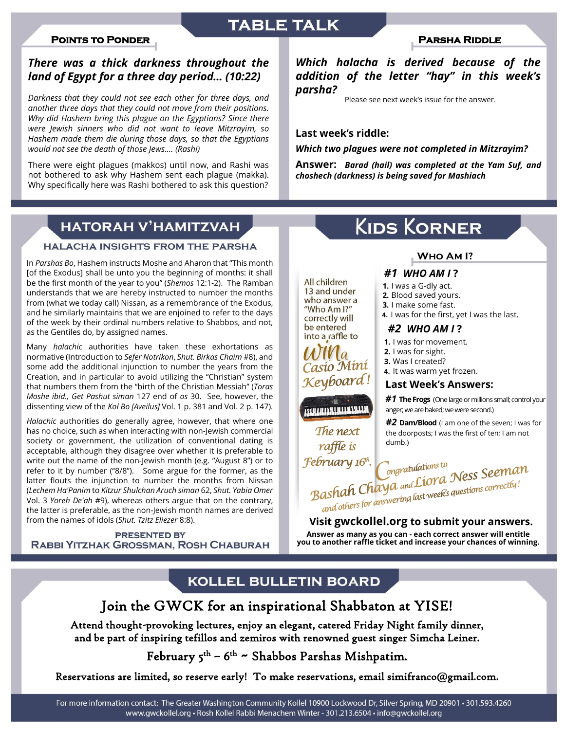# TABLE TALK

## Points to Ponder

***There was a thick darkness throughout the land of Egypt for a three day period... (10:22)***

*Darkness that they could not see each other for three days, and another three days that they could not move from their positions. Why did Hashem bring this plague on the Egyptians? Since there were Jewish sinners who did not want to leave Mitzrayim, so Hashem made them die during those days, so that the Egyptians would not see the death of those Jews.... (Rashi)*

There were eight plagues (makkos) until now, and Rashi was not bothered to ask why Hashem sent each plague (makka). Why specifically here was Rashi bothered to ask this question?

## Parsha Riddle

***Which halacha is derived because of the addition of the letter "hay" in this week's parsha?***

Please see next week's issue for the answer.

**Last week's riddle:**

***Which two plagues were not completed in Mitzrayim?***

**Answer:** ***Barad (hail) was completed at the Yam Suf, and choshech (darkness) is being saved for Mashiach***

# HATORAH V'HAMITZVAH

## HALACHA INSIGHTS FROM THE PARSHA

In *Parshas Bo*, Hashem instructs Moshe and Aharon that "This month [of the Exodus] shall be unto you the beginning of months: it shall be the first month of the year to you" (*Shemos* 12:1-2). The Ramban understands that we are hereby instructed to number the months from (what we today call) Nissan, as a remembrance of the Exodus, and he similarly maintains that we are enjoined to refer to the days of the week by their ordinal numbers relative to Shabbos, and not, as the Gentiles do, by assigned names.

Many *halachic* authorities have taken these exhortations as normative (Introduction to *Sefer Notrikon*, *Shut. Birkas Chaim* #8), and some add the additional injunction to number the years from the Creation, and in particular to avoid utilizing the "Christian" system that numbers them from the "birth of the Christian Messiah" (*Toras Moshe ibid., Get Pashut siman* 127 end of *os* 30. See, however, the dissenting view of the *Kol Bo [Aveilus]* Vol. 1 p. 381 and Vol. 2 p. 147).

*Halachic* authorities do generally agree, however, that where one has no choice, such as when interacting with non-Jewish commercial society or government, the utilization of conventional dating is acceptable, although they disagree over whether it is preferable to write out the name of the non-Jewish month (e.g. "August 8") or to refer to it by number ("8/8"). Some argue for the former, as the latter flouts the injunction to number the months from Nissan (*Lechem Ha'Panim* to *Kitzur Shulchan Aruch siman* 62, *Shut. Yabia Omer* Vol. 3 *Yoreh De'ah* #9), whereas others argue that on the contrary, the latter is preferable, as the non-Jewish month names are derived from the names of idols (*Shut. Tzitz Eliezer* 8:8).

PRESENTED BY
RABBI YITZHAK GROSSMAN, ROSH CHABURAH

# KIDS KORNER

## Who Am I?

All children 13 and under who answer a "Who Am I?" correctly will be entered into a raffle to **Win a Casio Mini Keyboard!**

The next raffle is February 16th.

### #1 WHO AM I ?

1. I was a G-dly act.
2. Blood saved yours.
3. I make some fast.
4. I was for the first, yet I was the last.

### #2 WHO AM I ?

1. I was for movement.
2. I was for sight.
3. Was I created?
4. It was warm yet frozen.

### Last Week's Answers:

**#1 The Frogs** (One large or millions small; control your anger; we are baked; we were second.)

**#2 Dam/Blood** (I am one of the seven; I was for the doorposts; I was the first of ten; I am not dumb.)

Congratulations to Bashah Chaya and Liora Ness Seeman and others for answering last week's questions correctly!

**Visit gwckollel.org to submit your answers.**

**Answer as many as you can - each correct answer will entitle you to another raffle ticket and increase your chances of winning.**

# KOLLEL BULLETIN BOARD

## Join the GWCK for an inspirational Shabbaton at YISE!

Attend thought-provoking lectures, enjoy an elegant, catered Friday Night family dinner, and be part of inspiring tefillos and zemiros with renowned guest singer Simcha Leiner.

February 5th – 6th ~ Shabbos Parshas Mishpatim.

Reservations are limited, so reserve early! To make reservations, email simifranco@gmail.com.

For more information contact: The Greater Washington Community Kollel 10900 Lockwood Dr, Silver Spring, MD 20901 • 301.593.4260
www.gwckollel.org • Rosh Kollel Rabbi Menachem Winter - 301.213.6504 • info@gwckollel.org